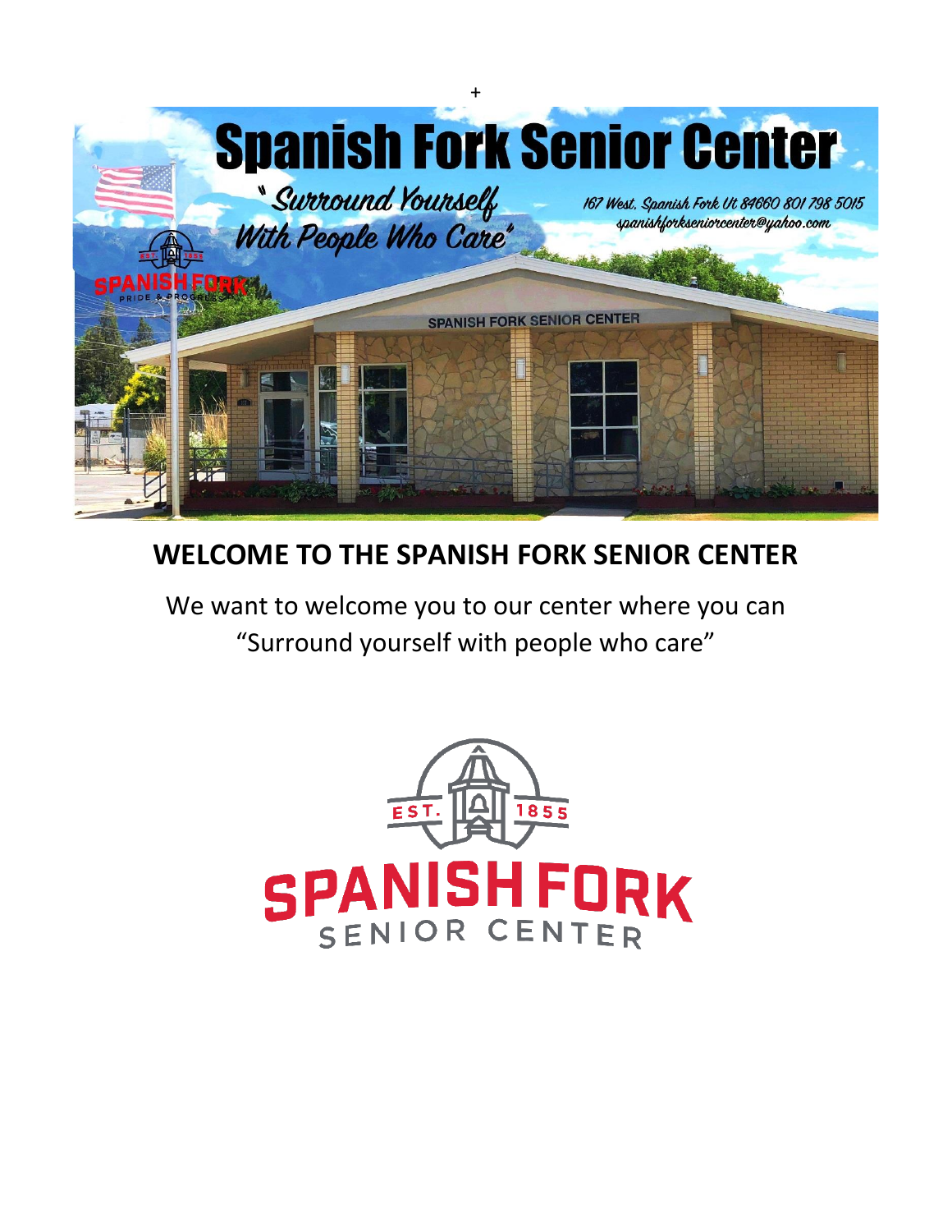+

# Spanish Fork Senior Center

"Surround Yourself With People Who Care"

167 West, Spanish Fork Ut 84660 801 798 5015
spanishforkseniorcenter@yahoo.com

## WELCOME TO THE SPANISH FORK SENIOR CENTER

We want to welcome you to our center where you can "Surround yourself with people who care"

EST. 1855

SPANISH FORK
SENIOR CENTER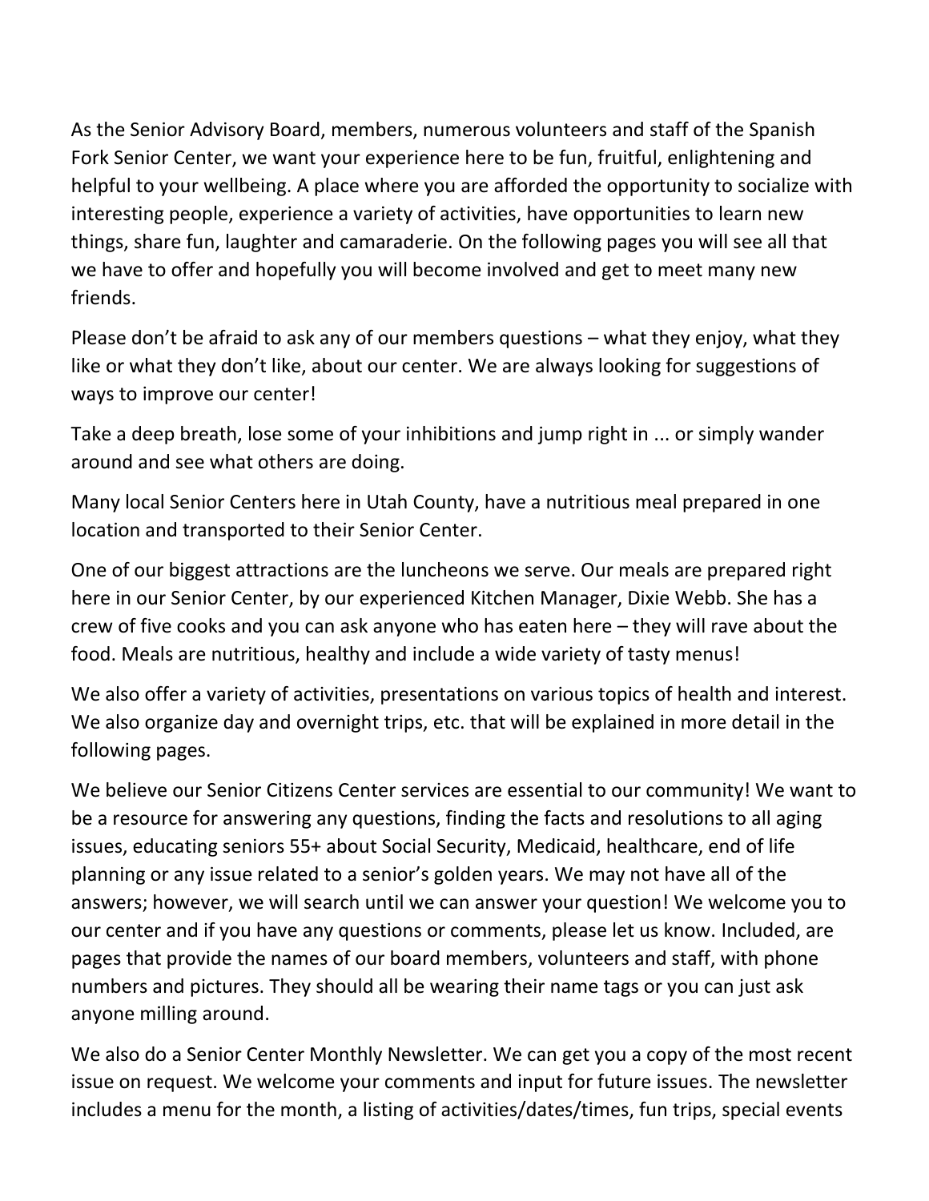As the Senior Advisory Board, members, numerous volunteers and staff of the Spanish Fork Senior Center, we want your experience here to be fun, fruitful, enlightening and helpful to your wellbeing. A place where you are afforded the opportunity to socialize with interesting people, experience a variety of activities, have opportunities to learn new things, share fun, laughter and camaraderie. On the following pages you will see all that we have to offer and hopefully you will become involved and get to meet many new friends.

Please don't be afraid to ask any of our members questions – what they enjoy, what they like or what they don't like, about our center. We are always looking for suggestions of ways to improve our center!

Take a deep breath, lose some of your inhibitions and jump right in ... or simply wander around and see what others are doing.

Many local Senior Centers here in Utah County, have a nutritious meal prepared in one location and transported to their Senior Center.

One of our biggest attractions are the luncheons we serve. Our meals are prepared right here in our Senior Center, by our experienced Kitchen Manager, Dixie Webb. She has a crew of five cooks and you can ask anyone who has eaten here – they will rave about the food. Meals are nutritious, healthy and include a wide variety of tasty menus!

We also offer a variety of activities, presentations on various topics of health and interest. We also organize day and overnight trips, etc. that will be explained in more detail in the following pages.

We believe our Senior Citizens Center services are essential to our community! We want to be a resource for answering any questions, finding the facts and resolutions to all aging issues, educating seniors 55+ about Social Security, Medicaid, healthcare, end of life planning or any issue related to a senior's golden years. We may not have all of the answers; however, we will search until we can answer your question! We welcome you to our center and if you have any questions or comments, please let us know. Included, are pages that provide the names of our board members, volunteers and staff, with phone numbers and pictures. They should all be wearing their name tags or you can just ask anyone milling around.

We also do a Senior Center Monthly Newsletter. We can get you a copy of the most recent issue on request. We welcome your comments and input for future issues. The newsletter includes a menu for the month, a listing of activities/dates/times, fun trips, special events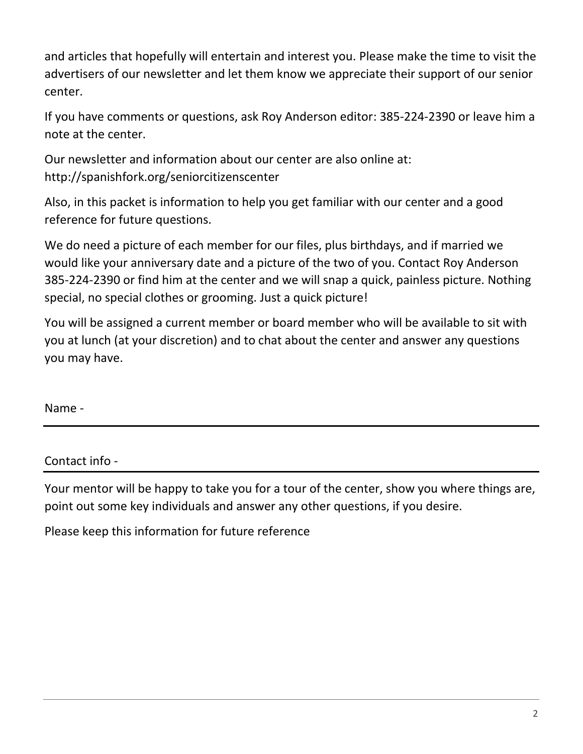and articles that hopefully will entertain and interest you. Please make the time to visit the advertisers of our newsletter and let them know we appreciate their support of our senior center.

If you have comments or questions, ask Roy Anderson editor: 385-224-2390 or leave him a note at the center.

Our newsletter and information about our center are also online at: http://spanishfork.org/seniorcitizenscenter

Also, in this packet is information to help you get familiar with our center and a good reference for future questions.

We do need a picture of each member for our files, plus birthdays, and if married we would like your anniversary date and a picture of the two of you. Contact Roy Anderson 385-224-2390 or find him at the center and we will snap a quick, painless picture. Nothing special, no special clothes or grooming. Just a quick picture!

You will be assigned a current member or board member who will be available to sit with you at lunch (at your discretion) and to chat about the center and answer any questions you may have.

Name - \_\_\_\_\_\_\_\_\_\_\_\_\_\_\_\_\_\_\_\_\_\_\_\_\_\_\_\_\_\_\_\_\_\_\_\_\_\_\_\_

Contact info - \_\_\_\_\_\_\_\_\_\_\_\_\_\_\_\_\_\_\_\_\_\_\_\_\_\_\_\_\_\_\_\_\_\_\_\_\_\_\_\_

Your mentor will be happy to take you for a tour of the center, show you where things are, point out some key individuals and answer any other questions, if you desire.

Please keep this information for future reference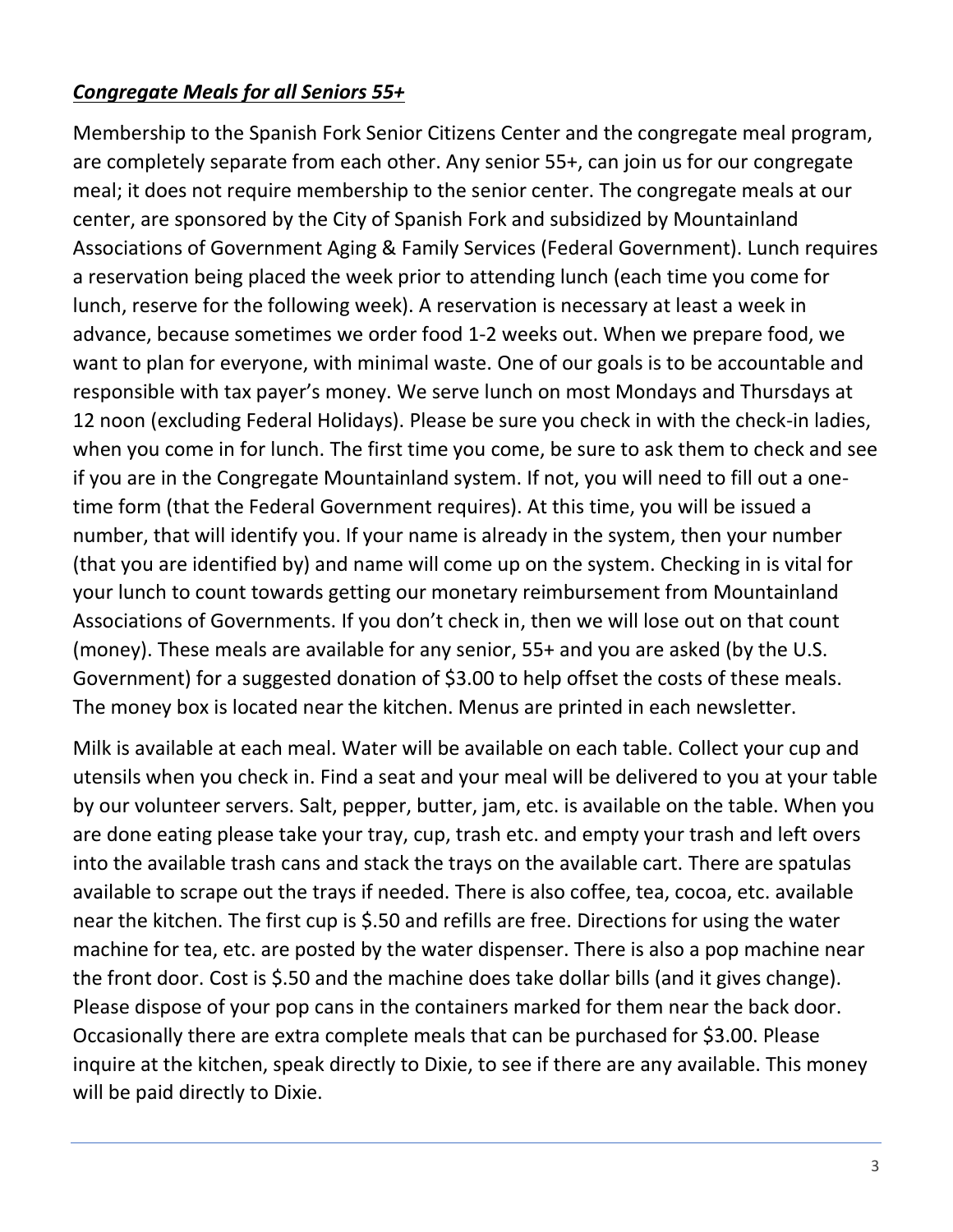***Congregate Meals for all Seniors 55+***

Membership to the Spanish Fork Senior Citizens Center and the congregate meal program, are completely separate from each other. Any senior 55+, can join us for our congregate meal; it does not require membership to the senior center. The congregate meals at our center, are sponsored by the City of Spanish Fork and subsidized by Mountainland Associations of Government Aging & Family Services (Federal Government). Lunch requires a reservation being placed the week prior to attending lunch (each time you come for lunch, reserve for the following week). A reservation is necessary at least a week in advance, because sometimes we order food 1-2 weeks out. When we prepare food, we want to plan for everyone, with minimal waste. One of our goals is to be accountable and responsible with tax payer's money. We serve lunch on most Mondays and Thursdays at 12 noon (excluding Federal Holidays). Please be sure you check in with the check-in ladies, when you come in for lunch. The first time you come, be sure to ask them to check and see if you are in the Congregate Mountainland system. If not, you will need to fill out a one-time form (that the Federal Government requires). At this time, you will be issued a number, that will identify you. If your name is already in the system, then your number (that you are identified by) and name will come up on the system. Checking in is vital for your lunch to count towards getting our monetary reimbursement from Mountainland Associations of Governments. If you don't check in, then we will lose out on that count (money). These meals are available for any senior, 55+ and you are asked (by the U.S. Government) for a suggested donation of $3.00 to help offset the costs of these meals. The money box is located near the kitchen. Menus are printed in each newsletter.

Milk is available at each meal. Water will be available on each table. Collect your cup and utensils when you check in. Find a seat and your meal will be delivered to you at your table by our volunteer servers. Salt, pepper, butter, jam, etc. is available on the table. When you are done eating please take your tray, cup, trash etc. and empty your trash and left overs into the available trash cans and stack the trays on the available cart. There are spatulas available to scrape out the trays if needed. There is also coffee, tea, cocoa, etc. available near the kitchen. The first cup is $.50 and refills are free. Directions for using the water machine for tea, etc. are posted by the water dispenser. There is also a pop machine near the front door. Cost is $.50 and the machine does take dollar bills (and it gives change). Please dispose of your pop cans in the containers marked for them near the back door. Occasionally there are extra complete meals that can be purchased for $3.00. Please inquire at the kitchen, speak directly to Dixie, to see if there are any available. This money will be paid directly to Dixie.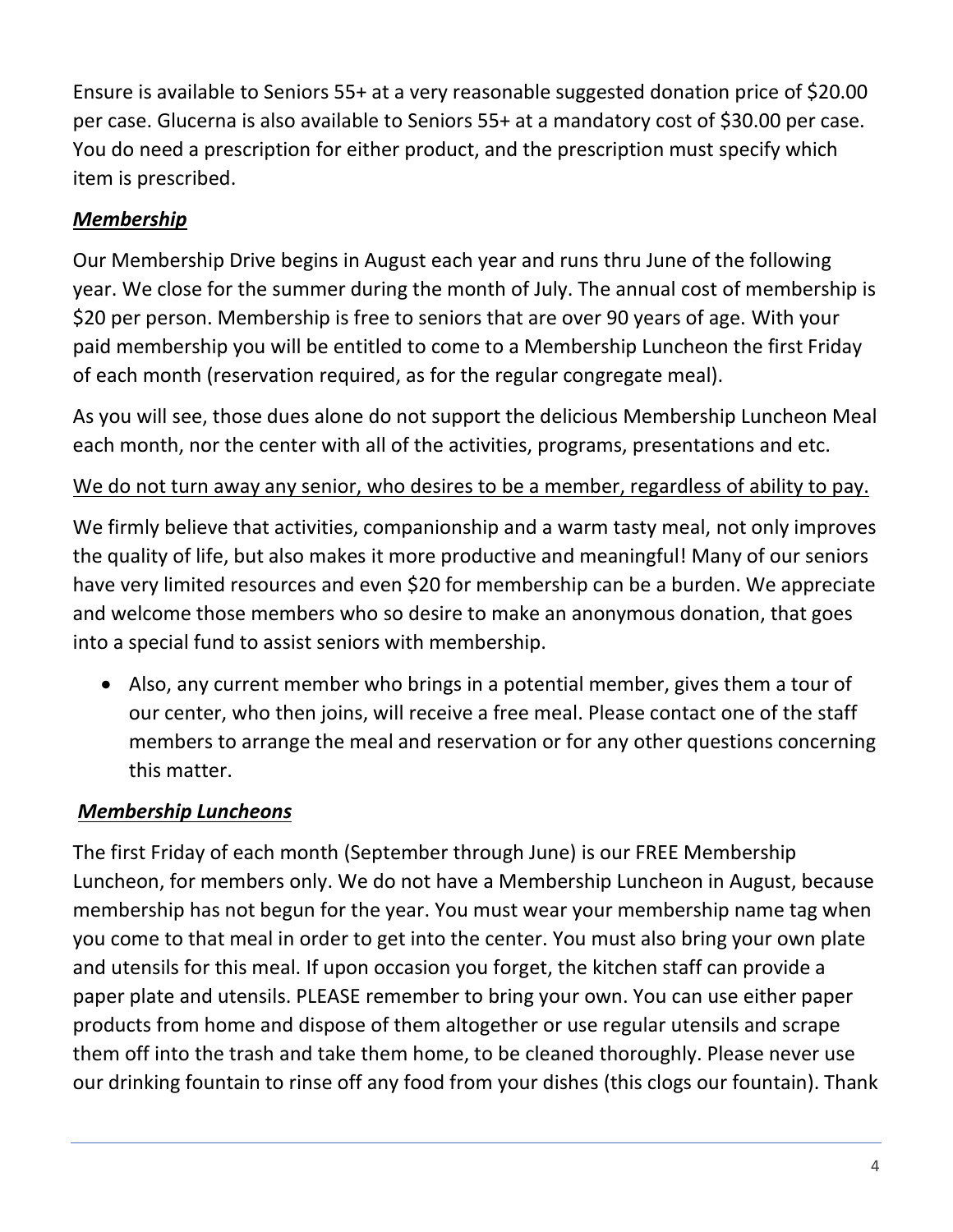Ensure is available to Seniors 55+ at a very reasonable suggested donation price of $20.00 per case. Glucerna is also available to Seniors 55+ at a mandatory cost of $30.00 per case. You do need a prescription for either product, and the prescription must specify which item is prescribed.

### ***Membership***

Our Membership Drive begins in August each year and runs thru June of the following year. We close for the summer during the month of July. The annual cost of membership is $20 per person. Membership is free to seniors that are over 90 years of age. With your paid membership you will be entitled to come to a Membership Luncheon the first Friday of each month (reservation required, as for the regular congregate meal).

As you will see, those dues alone do not support the delicious Membership Luncheon Meal each month, nor the center with all of the activities, programs, presentations and etc.

<u>We do not turn away any senior, who desires to be a member, regardless of ability to pay.</u>

We firmly believe that activities, companionship and a warm tasty meal, not only improves the quality of life, but also makes it more productive and meaningful! Many of our seniors have very limited resources and even $20 for membership can be a burden. We appreciate and welcome those members who so desire to make an anonymous donation, that goes into a special fund to assist seniors with membership.

- Also, any current member who brings in a potential member, gives them a tour of our center, who then joins, will receive a free meal. Please contact one of the staff members to arrange the meal and reservation or for any other questions concerning this matter.

### ***Membership Luncheons***

The first Friday of each month (September through June) is our FREE Membership Luncheon, for members only. We do not have a Membership Luncheon in August, because membership has not begun for the year. You must wear your membership name tag when you come to that meal in order to get into the center. You must also bring your own plate and utensils for this meal. If upon occasion you forget, the kitchen staff can provide a paper plate and utensils. PLEASE remember to bring your own. You can use either paper products from home and dispose of them altogether or use regular utensils and scrape them off into the trash and take them home, to be cleaned thoroughly. Please never use our drinking fountain to rinse off any food from your dishes (this clogs our fountain). Thank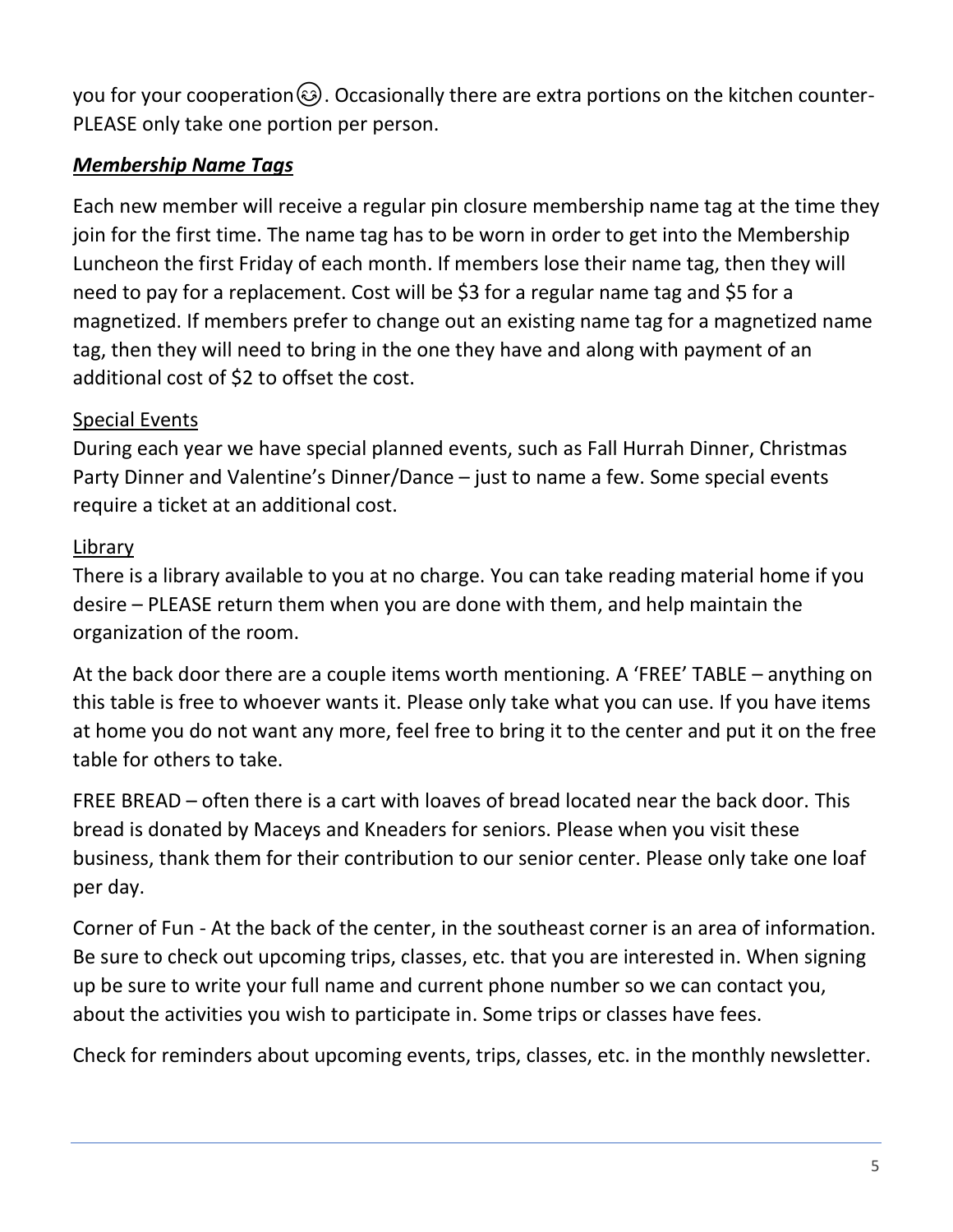you for your cooperation 😉. Occasionally there are extra portions on the kitchen counter- PLEASE only take one portion per person.

### ***Membership Name Tags***

Each new member will receive a regular pin closure membership name tag at the time they join for the first time. The name tag has to be worn in order to get into the Membership Luncheon the first Friday of each month. If members lose their name tag, then they will need to pay for a replacement. Cost will be $3 for a regular name tag and $5 for a magnetized. If members prefer to change out an existing name tag for a magnetized name tag, then they will need to bring in the one they have and along with payment of an additional cost of $2 to offset the cost.

#### Special Events

During each year we have special planned events, such as Fall Hurrah Dinner, Christmas Party Dinner and Valentine's Dinner/Dance – just to name a few. Some special events require a ticket at an additional cost.

#### Library

There is a library available to you at no charge. You can take reading material home if you desire – PLEASE return them when you are done with them, and help maintain the organization of the room.

At the back door there are a couple items worth mentioning. A 'FREE' TABLE – anything on this table is free to whoever wants it. Please only take what you can use. If you have items at home you do not want any more, feel free to bring it to the center and put it on the free table for others to take.

FREE BREAD – often there is a cart with loaves of bread located near the back door. This bread is donated by Maceys and Kneaders for seniors. Please when you visit these business, thank them for their contribution to our senior center. Please only take one loaf per day.

Corner of Fun - At the back of the center, in the southeast corner is an area of information. Be sure to check out upcoming trips, classes, etc. that you are interested in. When signing up be sure to write your full name and current phone number so we can contact you, about the activities you wish to participate in. Some trips or classes have fees.

Check for reminders about upcoming events, trips, classes, etc. in the monthly newsletter.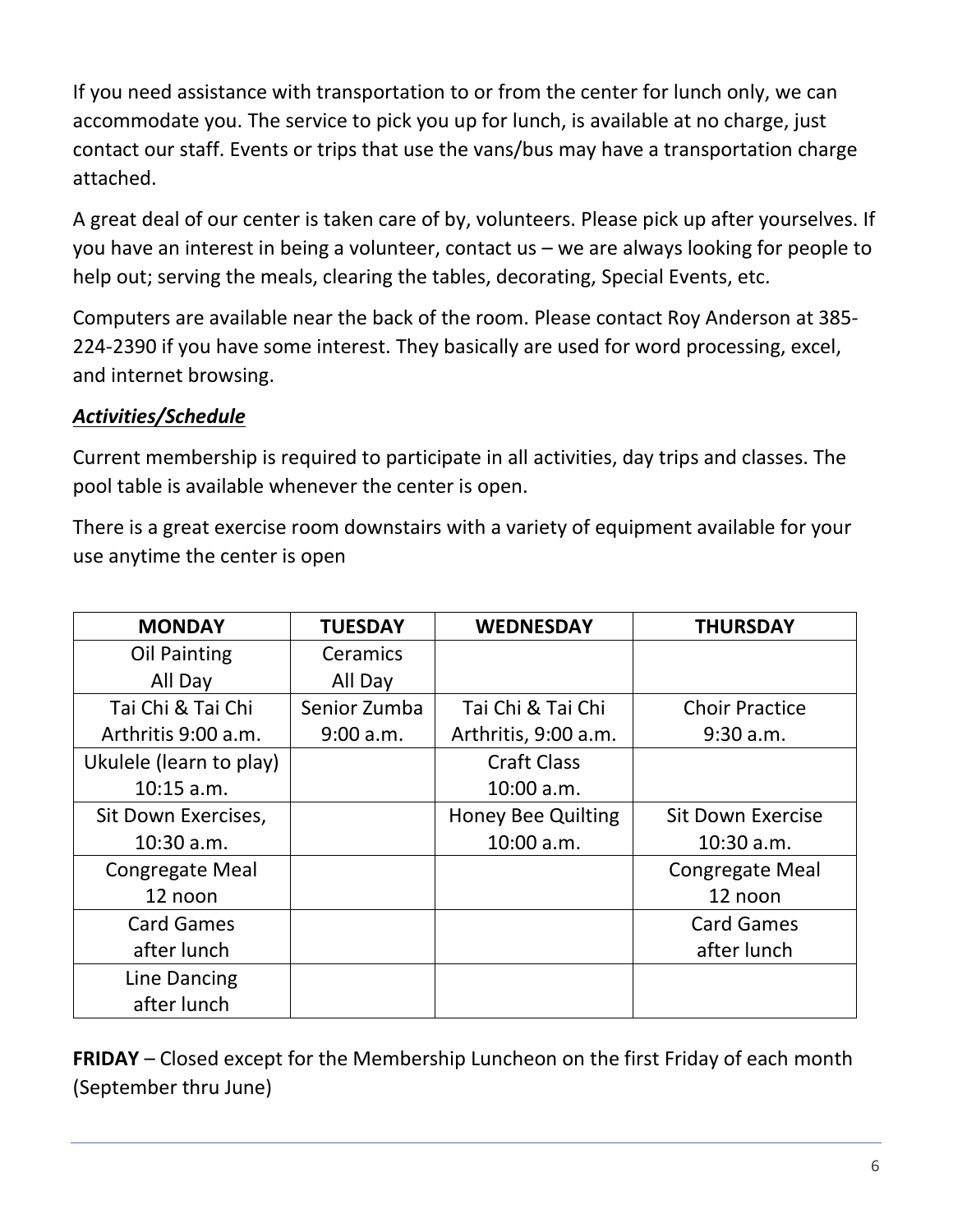If you need assistance with transportation to or from the center for lunch only, we can accommodate you. The service to pick you up for lunch, is available at no charge, just contact our staff. Events or trips that use the vans/bus may have a transportation charge attached.

A great deal of our center is taken care of by, volunteers. Please pick up after yourselves. If you have an interest in being a volunteer, contact us – we are always looking for people to help out; serving the meals, clearing the tables, decorating, Special Events, etc.

Computers are available near the back of the room. Please contact Roy Anderson at 385-224-2390 if you have some interest. They basically are used for word processing, excel, and internet browsing.

***Activities/Schedule***

Current membership is required to participate in all activities, day trips and classes. The pool table is available whenever the center is open.

There is a great exercise room downstairs with a variety of equipment available for your use anytime the center is open

| MONDAY | TUESDAY | WEDNESDAY | THURSDAY |
|---|---|---|---|
| Oil Painting All Day | Ceramics All Day | | |
| Tai Chi & Tai Chi Arthritis 9:00 a.m. | Senior Zumba 9:00 a.m. | Tai Chi & Tai Chi Arthritis, 9:00 a.m. | Choir Practice 9:30 a.m. |
| Ukulele (learn to play) 10:15 a.m. | | Craft Class 10:00 a.m. | |
| Sit Down Exercises, 10:30 a.m. | | Honey Bee Quilting 10:00 a.m. | Sit Down Exercise 10:30 a.m. |
| Congregate Meal 12 noon | | | Congregate Meal 12 noon |
| Card Games after lunch | | | Card Games after lunch |
| Line Dancing after lunch | | | |

**FRIDAY** – Closed except for the Membership Luncheon on the first Friday of each month (September thru June)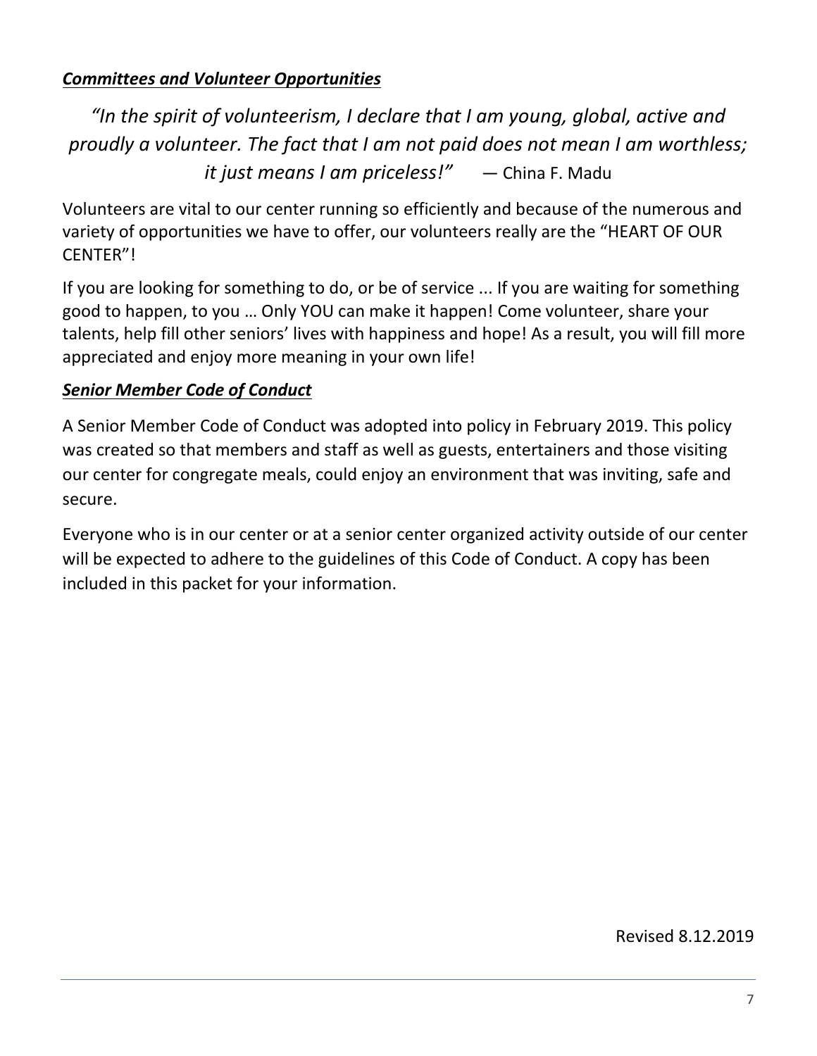***Committees and Volunteer Opportunities***

*"In the spirit of volunteerism, I declare that I am young, global, active and proudly a volunteer. The fact that I am not paid does not mean I am worthless; it just means I am priceless!"* — China F. Madu

Volunteers are vital to our center running so efficiently and because of the numerous and variety of opportunities we have to offer, our volunteers really are the "HEART OF OUR CENTER"!

If you are looking for something to do, or be of service ... If you are waiting for something good to happen, to you … Only YOU can make it happen! Come volunteer, share your talents, help fill other seniors' lives with happiness and hope! As a result, you will fill more appreciated and enjoy more meaning in your own life!

***Senior Member Code of Conduct***

A Senior Member Code of Conduct was adopted into policy in February 2019. This policy was created so that members and staff as well as guests, entertainers and those visiting our center for congregate meals, could enjoy an environment that was inviting, safe and secure.

Everyone who is in our center or at a senior center organized activity outside of our center will be expected to adhere to the guidelines of this Code of Conduct. A copy has been included in this packet for your information.

Revised 8.12.2019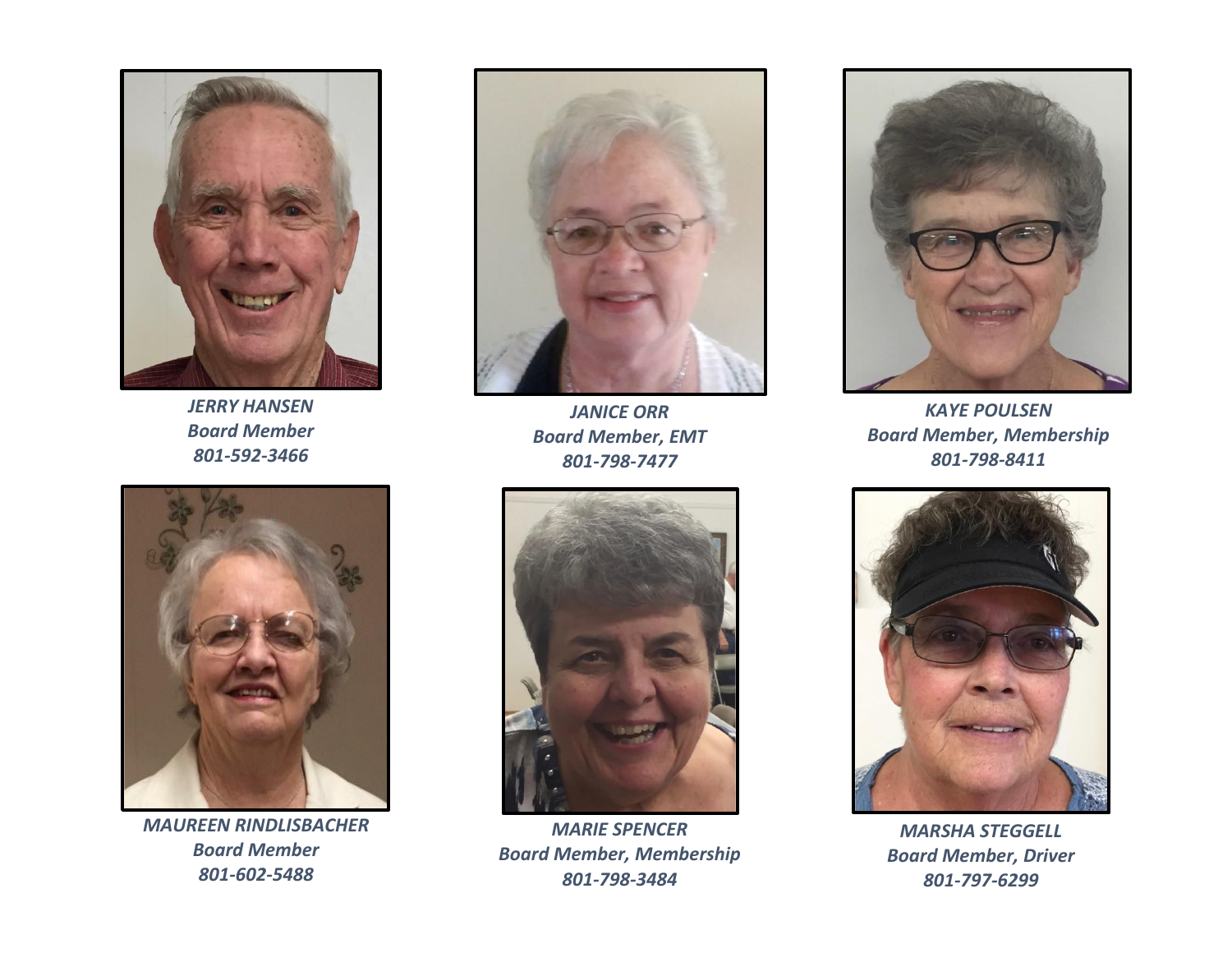***JERRY HANSEN***
***Board Member***
***801-592-3466***

***JANICE ORR***
***Board Member, EMT***
***801-798-7477***

***KAYE POULSEN***
***Board Member, Membership***
***801-798-8411***

***MAUREEN RINDLISBACHER***
***Board Member***
***801-602-5488***

***MARIE SPENCER***
***Board Member, Membership***
***801-798-3484***

***MARSHA STEGGELL***
***Board Member, Driver***
***801-797-6299***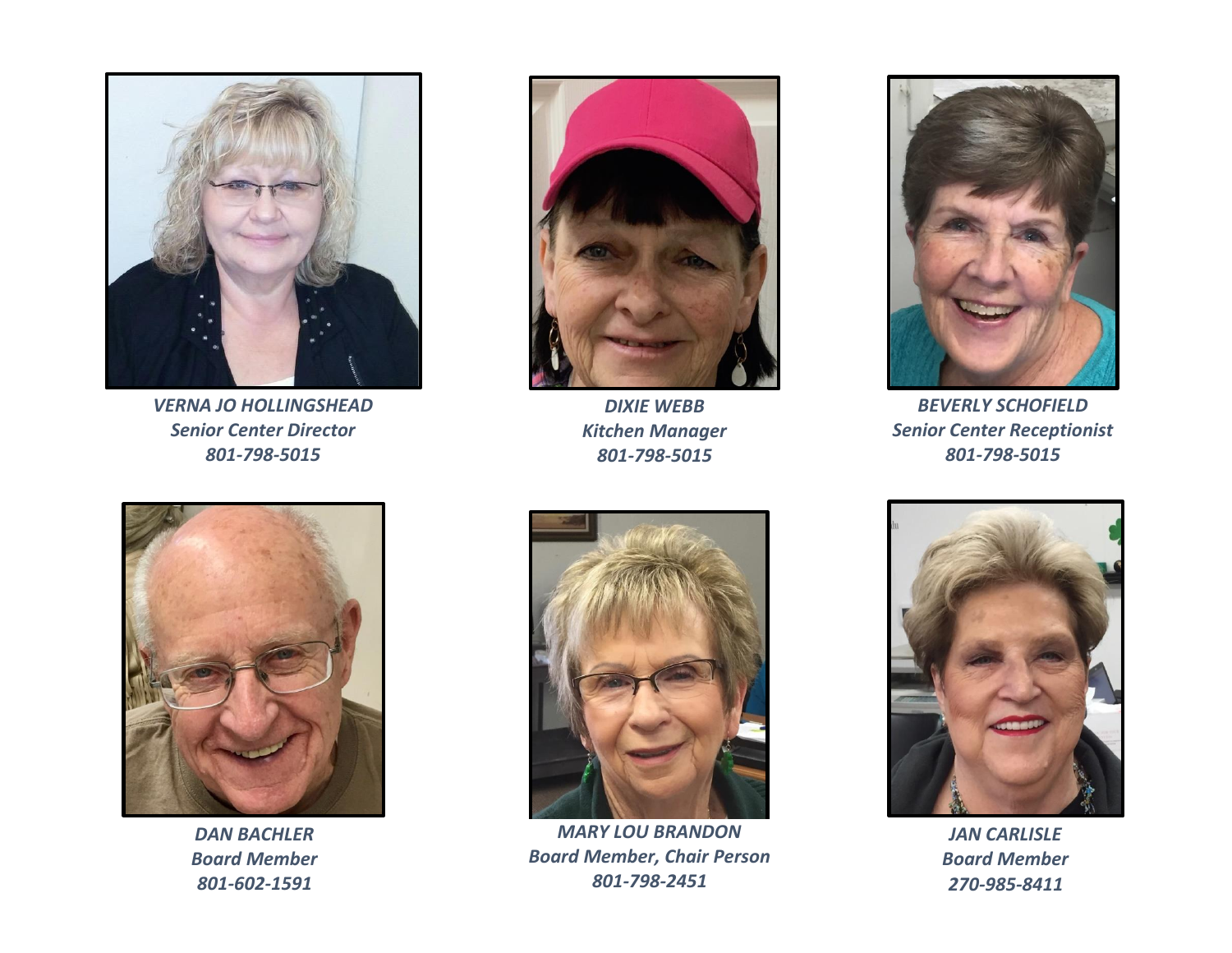***VERNA JO HOLLINGSHEAD***
***Senior Center Director***
***801-798-5015***

***DIXIE WEBB***
***Kitchen Manager***
***801-798-5015***

***BEVERLY SCHOFIELD***
***Senior Center Receptionist***
***801-798-5015***

***DAN BACHLER***
***Board Member***
***801-602-1591***

***MARY LOU BRANDON***
***Board Member, Chair Person***
***801-798-2451***

***JAN CARLISLE***
***Board Member***
***270-985-8411***